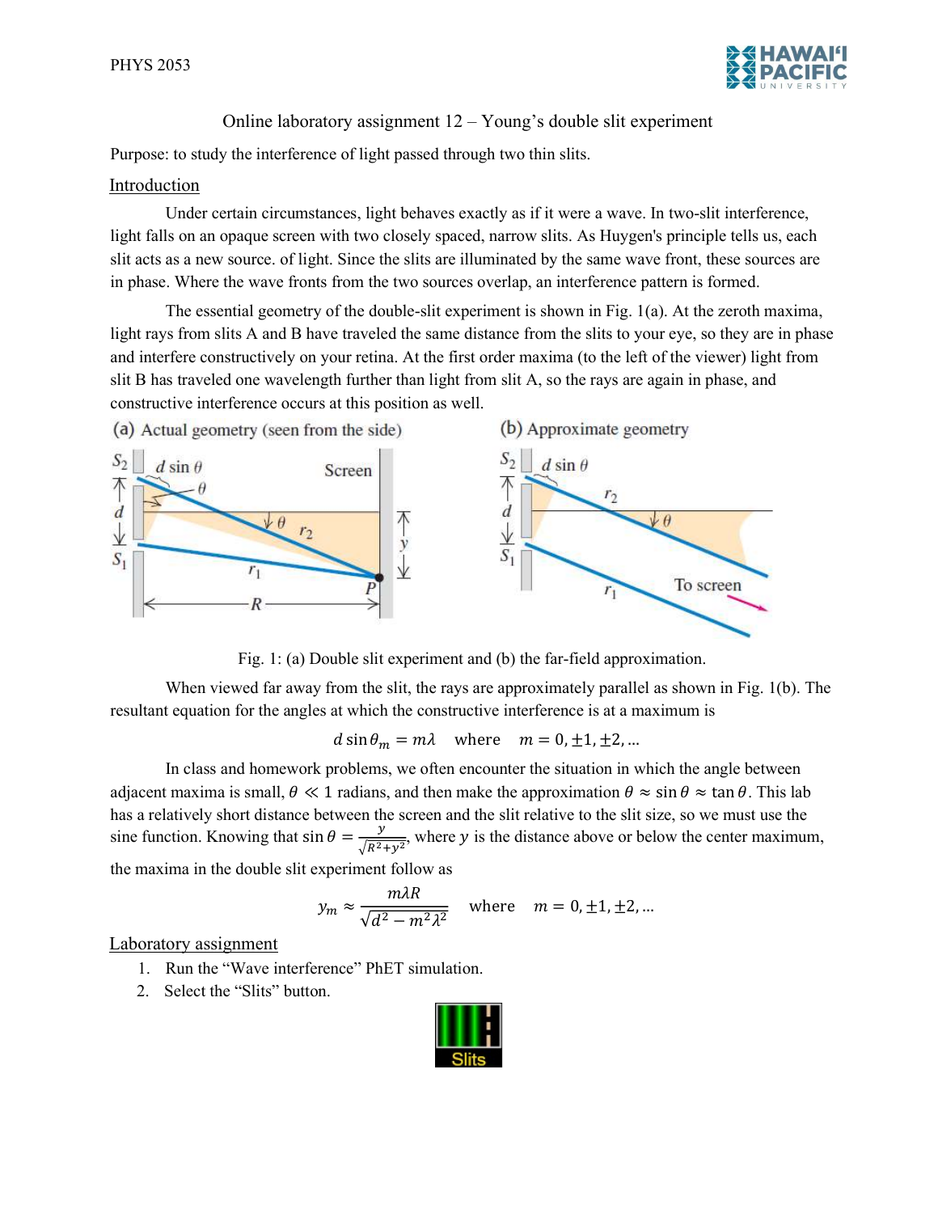# Online laboratory assignment 12 – Young's double slit experiment

Purpose: to study the interference of light passed through two thin slits.

## Introduction

Under certain circumstances, light behaves exactly as if it were a wave. In two-slit interference, light falls on an opaque screen with two closely spaced, narrow slits. As Huygen's principle tells us, each slit acts as a new source. of light. Since the slits are illuminated by the same wave front, these sources are in phase. Where the wave fronts from the two sources overlap, an interference pattern is formed.

The essential geometry of the double-slit experiment is shown in Fig. 1(a). At the zeroth maxima, light rays from slits A and B have traveled the same distance from the slits to your eye, so they are in phase and interfere constructively on your retina. At the first order maxima (to the left of the viewer) light from slit B has traveled one wavelength further than light from slit A, so the rays are again in phase, and constructive interference occurs at this position as well.

Fig. 1: (a) Double slit experiment and (b) the far-field approximation.

When viewed far away from the slit, the rays are approximately parallel as shown in Fig. 1(b). The resultant equation for the angles at which the constructive interference is at a maximum is

$$d \sin \theta_m = m\lambda \quad \text{where} \quad m = 0, \pm 1, \pm 2, \dots$$

In class and homework problems, we often encounter the situation in which the angle between adjacent maxima is small, $\theta \ll 1$ radians, and then make the approximation $\theta \approx \sin\theta \approx \tan\theta$. This lab has a relatively short distance between the screen and the slit relative to the slit size, so we must use the sine function. Knowing that $\sin\theta = \frac{y}{\sqrt{R^2+y^2}}$, where $y$ is the distance above or below the center maximum, the maxima in the double slit experiment follow as

$$y_m \approx \frac{m\lambda R}{\sqrt{d^2 - m^2\lambda^2}} \quad \text{where} \quad m = 0, \pm 1, \pm 2, \dots$$

## Laboratory assignment

1. Run the "Wave interference" PhET simulation.
2. Select the "Slits" button.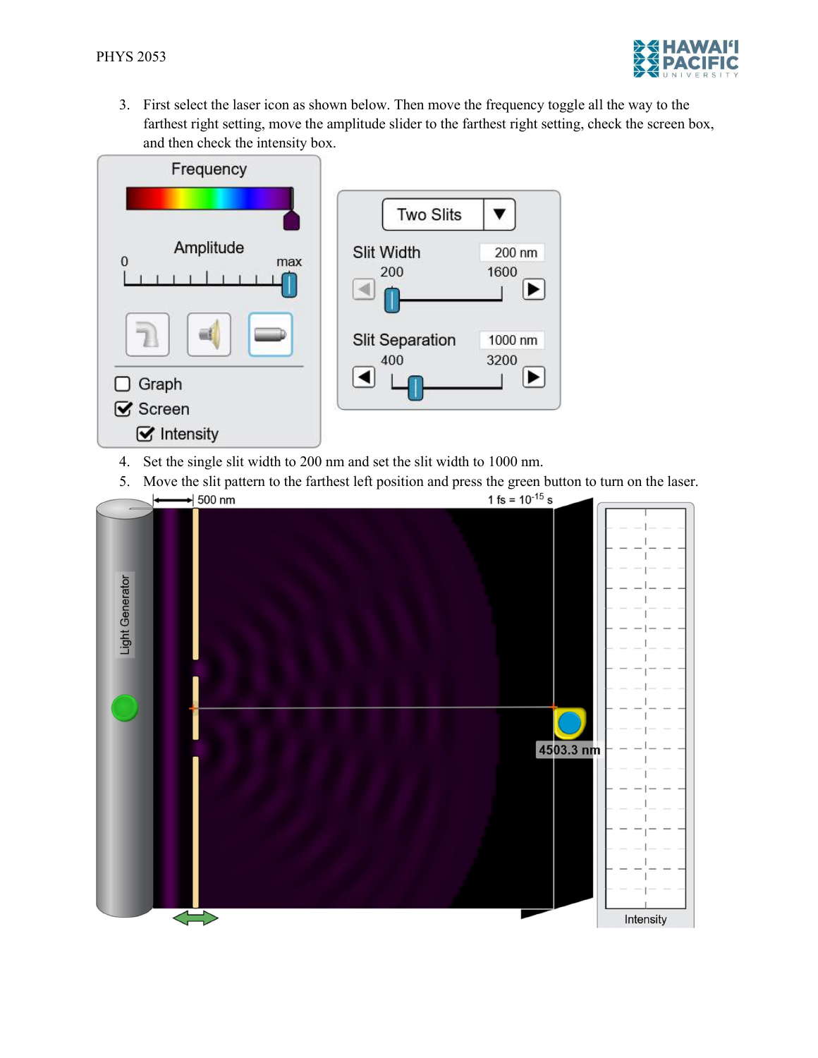3. First select the laser icon as shown below. Then move the frequency toggle all the way to the farthest right setting, move the amplitude slider to the farthest right setting, check the screen box, and then check the intensity box.

4. Set the single slit width to 200 nm and set the slit width to 1000 nm.
5. Move the slit pattern to the farthest left position and press the green button to turn on the laser.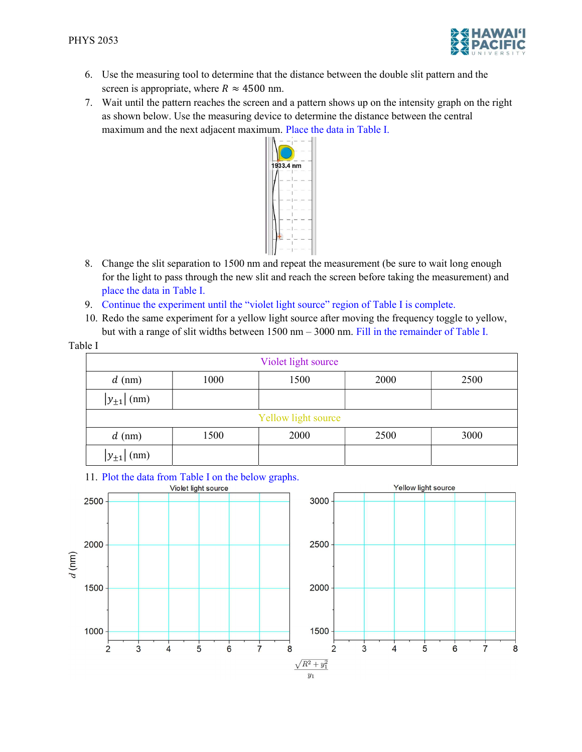6. Use the measuring tool to determine that the distance between the double slit pattern and the screen is appropriate, where $R \approx 4500$ nm.
7. Wait until the pattern reaches the screen and a pattern shows up on the intensity graph on the right as shown below. Use the measuring device to determine the distance between the central maximum and the next adjacent maximum. Place the data in Table I.
8. Change the slit separation to 1500 nm and repeat the measurement (be sure to wait long enough for the light to pass through the new slit and reach the screen before taking the measurement) and place the data in Table I.
9. Continue the experiment until the "violet light source" region of Table I is complete.
10. Redo the same experiment for a yellow light source after moving the frequency toggle to yellow, but with a range of slit widths between 1500 nm – 3000 nm. Fill in the remainder of Table I.

Table I

| Violet light source | | | | |
|---|---|---|---|---|
| $d$ (nm) | 1000 | 1500 | 2000 | 2500 |
| $\lvert y_{\pm 1} \rvert$ (nm) | | | | |
| **Yellow light source** | | | | |
| $d$ (nm) | 1500 | 2000 | 2500 | 3000 |
| $\lvert y_{\pm 1} \rvert$ (nm) | | | | |

11. Plot the data from Table I on the below graphs.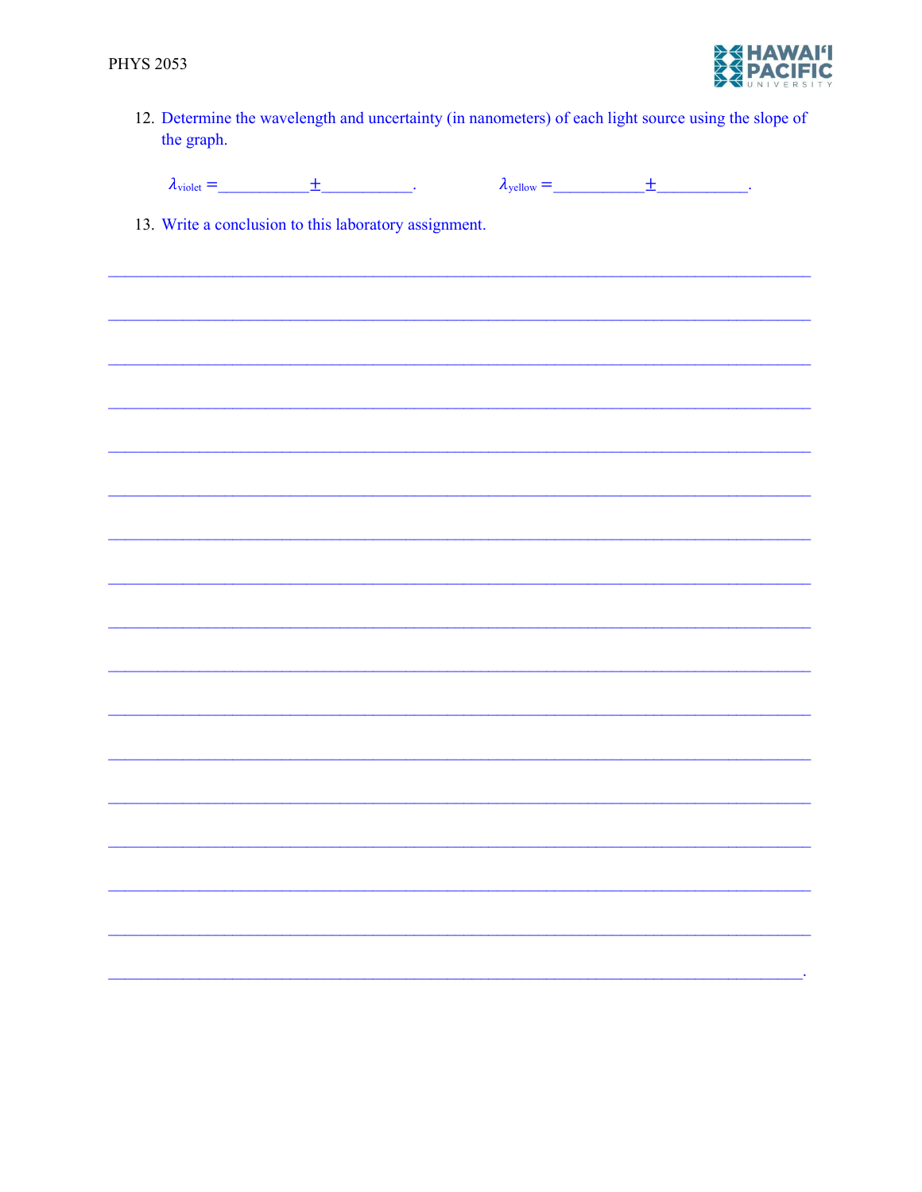12. Determine the wavelength and uncertainty (in nanometers) of each light source using the slope of the graph.

    $\lambda_{\text{violet}} =$ ___________ $\pm$ ___________.  $\lambda_{\text{yellow}} =$ ___________ $\pm$ ___________.

13. Write a conclusion to this laboratory assignment.

_______________________________________________________________________________

_______________________________________________________________________________

_______________________________________________________________________________

_______________________________________________________________________________

_______________________________________________________________________________

_______________________________________________________________________________

_______________________________________________________________________________

_______________________________________________________________________________

_______________________________________________________________________________

_______________________________________________________________________________

_______________________________________________________________________________

_______________________________________________________________________________

_______________________________________________________________________________

_______________________________________________________________________________

_______________________________________________________________________________

_______________________________________________________________________________

______________________________________________________________________________.